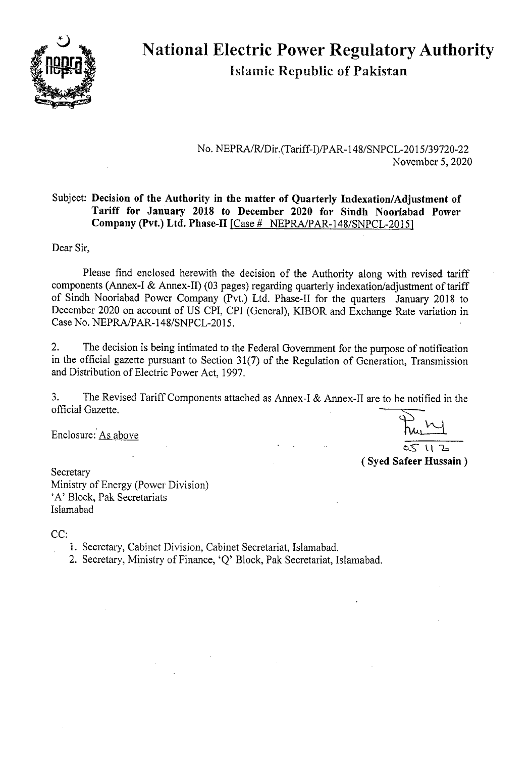# National Electric Power Regulatory Authority

## Islamic Republic of Pakistan

No. NEPRA/R/Dir.(Tariff-I)/PAR-148/SNPCL-2015/39720-22
November 5, 2020

Subject: **Decision of the Authority in the matter of Quarterly Indexation/Adjustment of Tariff for January 2018 to December 2020 for Sindh Nooriabad Power Company (Pvt.) Ltd. Phase-II** [Case # NEPRA/PAR-148/SNPCL-2015]

Dear Sir,

Please find enclosed herewith the decision of the Authority along with revised tariff components (Annex-I & Annex-II) (03 pages) regarding quarterly indexation/adjustment of tariff of Sindh Nooriabad Power Company (Pvt.) Ltd. Phase-II for the quarters January 2018 to December 2020 on account of US CPI, CPI (General), KIBOR and Exchange Rate variation in Case No. NEPRA/PAR-148/SNPCL-2015.

2. The decision is being intimated to the Federal Government for the purpose of notification in the official gazette pursuant to Section 31(7) of the Regulation of Generation, Transmission and Distribution of Electric Power Act, 1997.

3. The Revised Tariff Components attached as Annex-I & Annex-II are to be notified in the official Gazette.

Enclosure: As above

05 11 20

**( Syed Safeer Hussain )**

Secretary
Ministry of Energy (Power Division)
'A' Block, Pak Secretariats
Islamabad

CC:

1. Secretary, Cabinet Division, Cabinet Secretariat, Islamabad.
2. Secretary, Ministry of Finance, 'Q' Block, Pak Secretariat, Islamabad.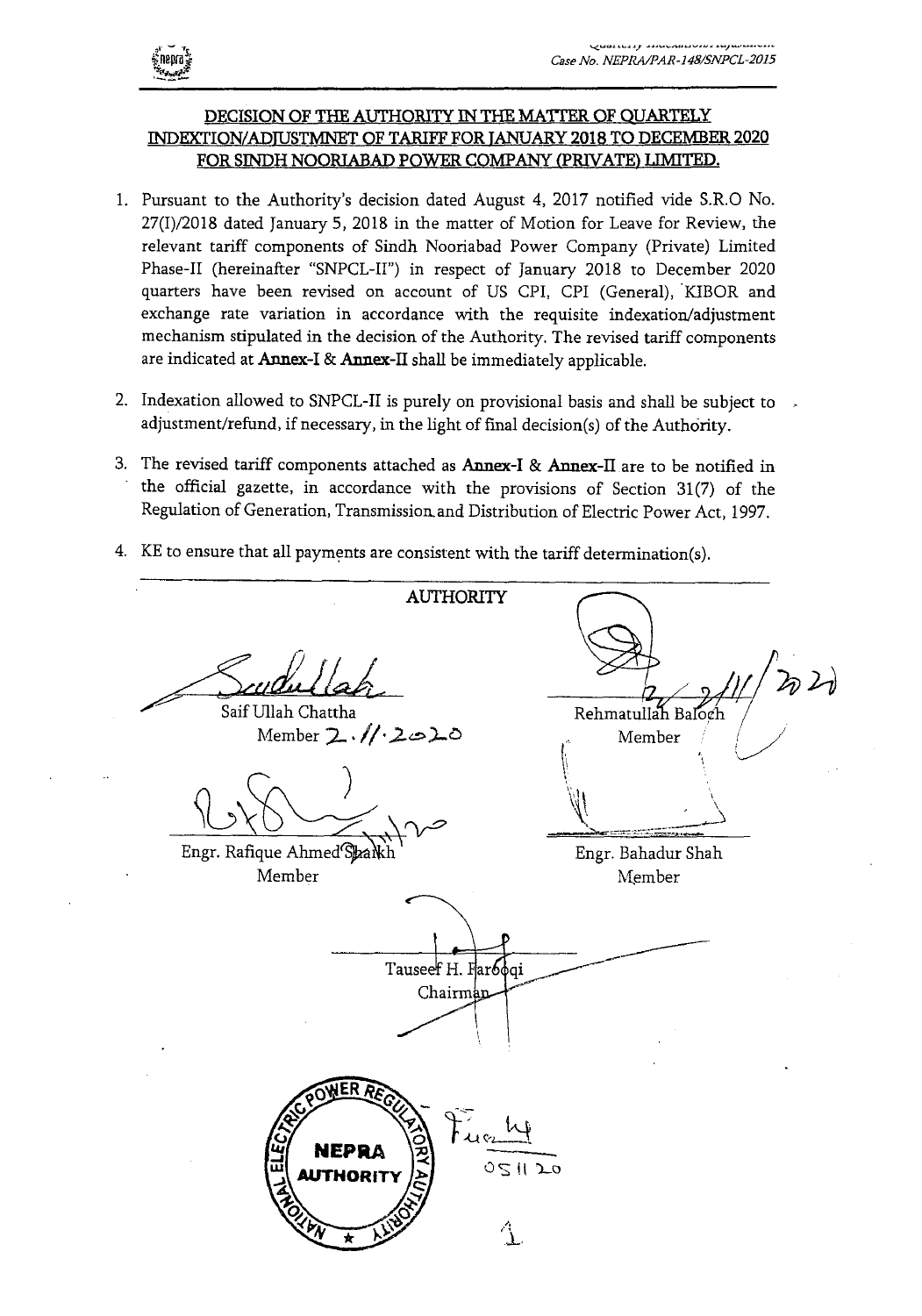## DECISION OF THE AUTHORITY IN THE MATTER OF QUARTELY INDEXTION/ADJUSTMNET OF TARIFF FOR JANUARY 2018 TO DECEMBER 2020 FOR SINDH NOORIABAD POWER COMPANY (PRIVATE) LIMITED.

1. Pursuant to the Authority's decision dated August 4, 2017 notified vide S.R.O No. 27(I)/2018 dated January 5, 2018 in the matter of Motion for Leave for Review, the relevant tariff components of Sindh Nooriabad Power Company (Private) Limited Phase-II (hereinafter "SNPCL-II") in respect of January 2018 to December 2020 quarters have been revised on account of US CPI, CPI (General), KIBOR and exchange rate variation in accordance with the requisite indexation/adjustment mechanism stipulated in the decision of the Authority. The revised tariff components are indicated at **Annex-I** & **Annex-II** shall be immediately applicable.

2. Indexation allowed to SNPCL-II is purely on provisional basis and shall be subject to adjustment/refund, if necessary, in the light of final decision(s) of the Authority.

3. The revised tariff components attached as **Annex-I** & **Annex-II** are to be notified in the official gazette, in accordance with the provisions of Section 31(7) of the Regulation of Generation, Transmission and Distribution of Electric Power Act, 1997.

4. KE to ensure that all payments are consistent with the tariff determination(s).

**AUTHORITY**

| | |
|---|---|
| Saif Ullah Chattha<br>Member 2.11.2020 | Rehmatullah Baloch<br>Member |
| Engr. Rafique Ahmed Shaikh<br>Member | Engr. Bahadur Shah<br>Member |

Tauseef H. Farooqi
Chairman

05 11 20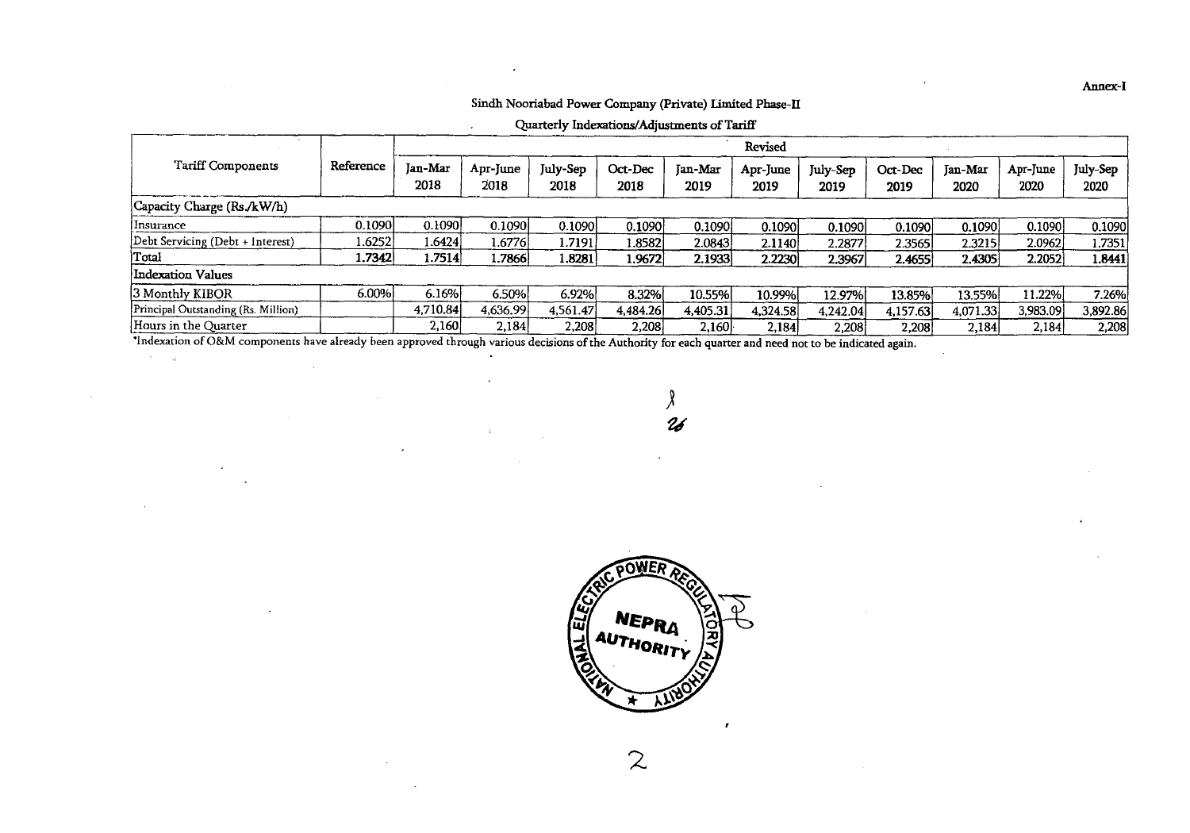Annex-I

Sindh Nooriabad Power Company (Private) Limited Phase-II

Quarterly Indexations/Adjustments of Tariff

| Tariff Components | Reference | Revised | | | | | | | | | | |
|---|---|---|---|---|---|---|---|---|---|---|---|---|
| | | Jan-Mar 2018 | Apr-June 2018 | July-Sep 2018 | Oct-Dec 2018 | Jan-Mar 2019 | Apr-June 2019 | July-Sep 2019 | Oct-Dec 2019 | Jan-Mar 2020 | Apr-June 2020 | July-Sep 2020 |
| Capacity Charge (Rs./kW/h) | | | | | | | | | | | | |
| Insurance | 0.1090 | 0.1090 | 0.1090 | 0.1090 | 0.1090 | 0.1090 | 0.1090 | 0.1090 | 0.1090 | 0.1090 | 0.1090 | 0.1090 |
| Debt Servicing (Debt + Interest) | 1.6252 | 1.6424 | 1.6776 | 1.7191 | 1.8582 | 2.0843 | 2.1140 | 2.2877 | 2.3565 | 2.3215 | 2.0962 | 1.7351 |
| Total | 1.7342 | 1.7514 | 1.7866 | 1.8281 | 1.9672 | 2.1933 | 2.2230 | 2.3967 | 2.4655 | 2.4305 | 2.2052 | 1.8441 |
| **Indexation Values** | | | | | | | | | | | | |
| 3 Monthly KIBOR | 6.00% | 6.16% | 6.50% | 6.92% | 8.32% | 10.55% | 10.99% | 12.97% | 13.85% | 13.55% | 11.22% | 7.26% |
| Principal Outstanding (Rs. Million) | | 4,710.84 | 4,636.99 | 4,561.47 | 4,484.26 | 4,405.31 | 4,324.58 | 4,242.04 | 4,157.63 | 4,071.33 | 3,983.09 | 3,892.86 |
| Hours in the Quarter | | 2,160 | 2,184 | 2,208 | 2,208 | 2,160 | 2,184 | 2,208 | 2,208 | 2,184 | 2,184 | 2,208 |

*Indexation of O&M components have already been approved through various decisions of the Authority for each quarter and need not to be indicated again.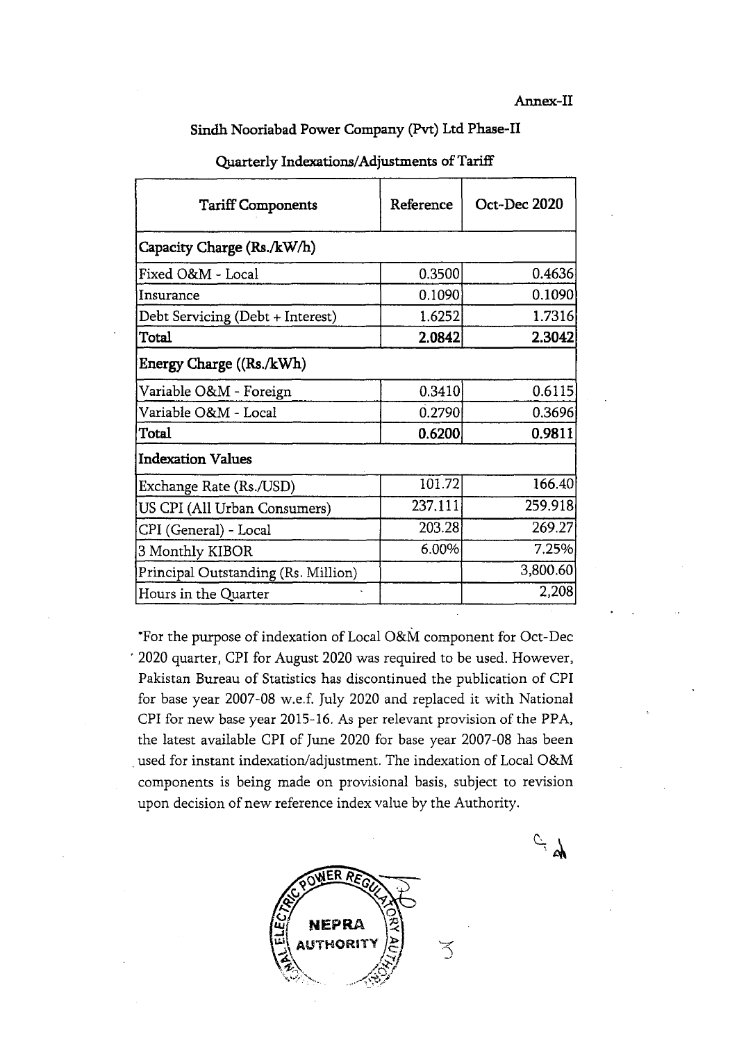Annex-II

## Sindh Nooriabad Power Company (Pvt) Ltd Phase-II

### Quarterly Indexations/Adjustments of Tariff

| Tariff Components | Reference | Oct-Dec 2020 |
|---|---|---|
| **Capacity Charge (Rs./kW/h)** | | |
| Fixed O&M - Local | 0.3500 | 0.4636 |
| Insurance | 0.1090 | 0.1090 |
| Debt Servicing (Debt + Interest) | 1.6252 | 1.7316 |
| **Total** | **2.0842** | **2.3042** |
| **Energy Charge ((Rs./kWh)** | | |
| Variable O&M - Foreign | 0.3410 | 0.6115 |
| Variable O&M - Local | 0.2790 | 0.3696 |
| **Total** | **0.6200** | **0.9811** |
| **Indexation Values** | | |
| Exchange Rate (Rs./USD) | 101.72 | 166.40 |
| US CPI (All Urban Consumers) | 237.111 | 259.918 |
| CPI (General) - Local | 203.28 | 269.27 |
| 3 Monthly KIBOR | 6.00% | 7.25% |
| Principal Outstanding (Rs. Million) | | 3,800.60 |
| Hours in the Quarter | | 2,208 |

*For the purpose of indexation of Local O&M component for Oct-Dec 2020 quarter, CPI for August 2020 was required to be used. However, Pakistan Bureau of Statistics has discontinued the publication of CPI for base year 2007-08 w.e.f. July 2020 and replaced it with National CPI for new base year 2015-16. As per relevant provision of the PPA, the latest available CPI of June 2020 for base year 2007-08 has been used for instant indexation/adjustment. The indexation of Local O&M components is being made on provisional basis, subject to revision upon decision of new reference index value by the Authority.

ELECTRIC POWER REGULATORY AUTHORITY
NEPRA
AUTHORITY